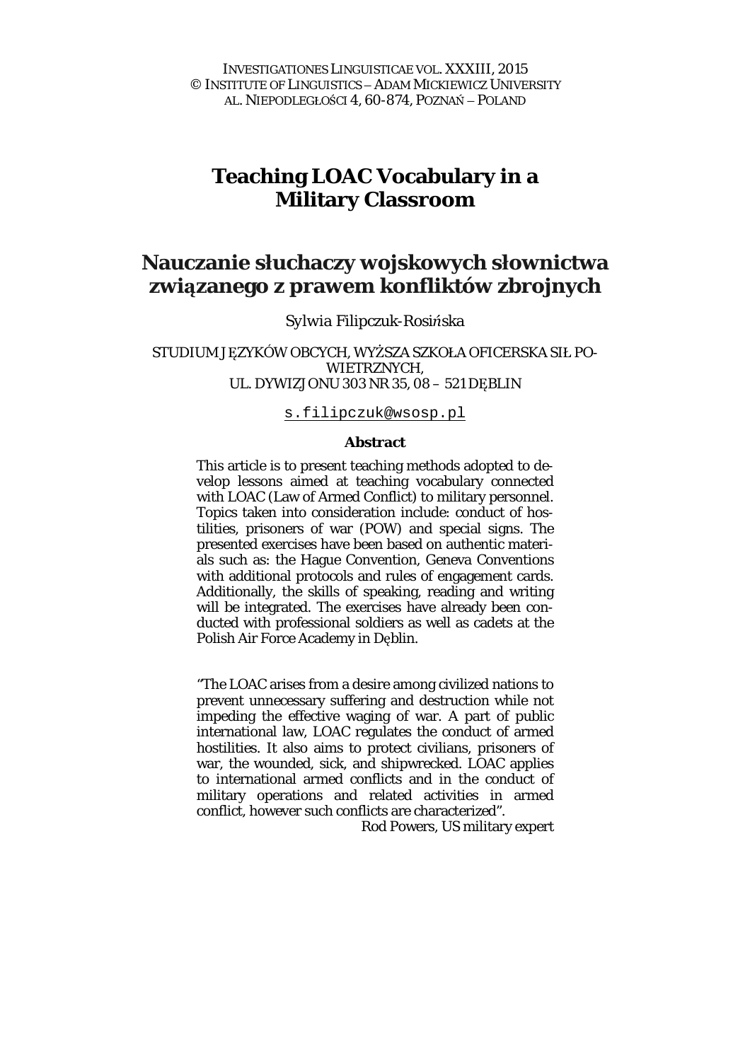INVESTIGATIONES LINGUISTICAE VOL. XXXIII, 2015
© INSTITUTE OF LINGUISTICS – ADAM MICKIEWICZ UNIVERSITY
AL. NIEPODLEGŁOŚCI 4, 60-874, POZNAŃ – POLAND

# Teaching LOAC Vocabulary in a Military Classroom

# Nauczanie słuchaczy wojskowych słownictwa związanego z prawem konfliktów zbrojnych

Sylwia Filipczuk-Rosińska

STUDIUM JĘZYKÓW OBCYCH, WYŻSZA SZKOŁA OFICERSKA SIŁ POWIETRZNYCH,
UL. DYWIZJONU 303 NR 35, 08 – 521 DĘBLIN

s.filipczuk@wsosp.pl

**Abstract**

This article is to present teaching methods adopted to develop lessons aimed at teaching vocabulary connected with LOAC (Law of Armed Conflict) to military personnel. Topics taken into consideration include: conduct of hostilities, prisoners of war (POW) and special signs. The presented exercises have been based on authentic materials such as: the Hague Convention, Geneva Conventions with additional protocols and rules of engagement cards. Additionally, the skills of speaking, reading and writing will be integrated. The exercises have already been conducted with professional soldiers as well as cadets at the Polish Air Force Academy in Dęblin.

"The LOAC arises from a desire among civilized nations to prevent unnecessary suffering and destruction while not impeding the effective waging of war. A part of public international law, LOAC regulates the conduct of armed hostilities. It also aims to protect civilians, prisoners of war, the wounded, sick, and shipwrecked. LOAC applies to international armed conflicts and in the conduct of military operations and related activities in armed conflict, however such conflicts are characterized".

Rod Powers, US military expert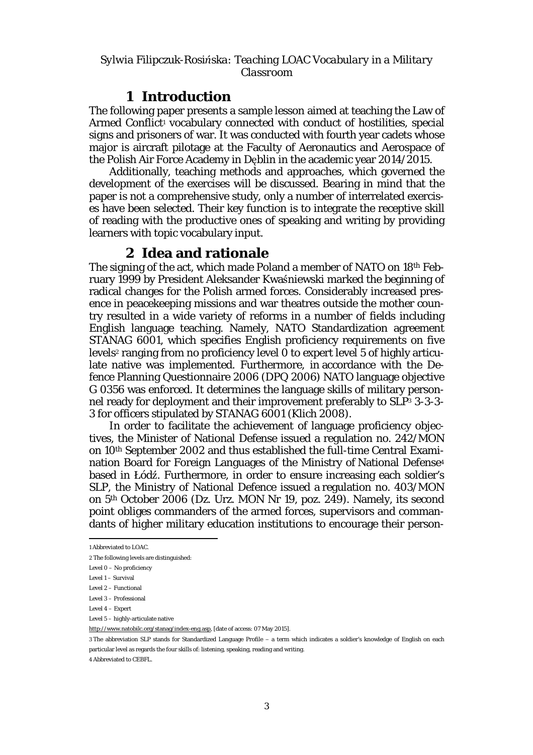*Sylwia Filipczuk-Rosińska: Teaching LOAC Vocabulary in a Military Classroom*

## 1 Introduction

The following paper presents a sample lesson aimed at teaching the Law of Armed Conflict[1] vocabulary connected with conduct of hostilities, special signs and prisoners of war. It was conducted with fourth year cadets whose major is aircraft pilotage at the Faculty of Aeronautics and Aerospace of the Polish Air Force Academy in Dęblin in the academic year 2014/2015.

Additionally, teaching methods and approaches, which governed the development of the exercises will be discussed. Bearing in mind that the paper is not a comprehensive study, only a number of interrelated exercises have been selected. Their key function is to integrate the receptive skill of reading with the productive ones of speaking and writing by providing learners with topic vocabulary input.

## 2 Idea and rationale

The signing of the act, which made Poland a member of NATO on 18th February 1999 by President Aleksander Kwaśniewski marked the beginning of radical changes for the Polish armed forces. Considerably increased presence in peacekeeping missions and war theatres outside the mother country resulted in a wide variety of reforms in a number of fields including English language teaching. Namely, NATO Standardization agreement STANAG 6001, which specifies English proficiency requirements on five levels[2] ranging from no proficiency level 0 to expert level 5 of highly articulate native was implemented. Furthermore, in accordance with the Defence Planning Questionnaire 2006 (DPQ 2006) NATO language objective G 0356 was enforced. It determines the language skills of military personnel ready for deployment and their improvement preferably to SLP[3] 3-3-3-3 for officers stipulated by STANAG 6001 (Klich 2008).

In order to facilitate the achievement of language proficiency objectives, the Minister of National Defense issued a regulation no. 242/MON on 10th September 2002 and thus established the full-time Central Examination Board for Foreign Languages of the Ministry of National Defense[4] based in Łódź. Furthermore, in order to ensure increasing each soldier's SLP, the Ministry of National Defence issued a regulation no. 403/MON on 5th October 2006 (Dz. Urz. MON Nr 19, poz. 249). Namely, its second point obliges commanders of the armed forces, supervisors and commandants of higher military education institutions to encourage their person-

---

1 Abbreviated to LOAC.

2 The following levels are distinguished:

Level 0 – No proficiency

Level 1 – Survival

Level 2 – Functional

Level 3 – Professional

Level 4 – Expert

Level 5 – highly-articulate native

http://www.natobilc.org/stanag/index-eng.asp, [date of access: 07 May 2015].

3 The abbreviation SLP stands for Standardized Language Profile – a term which indicates a soldier's knowledge of English on each particular level as regards the four skills of: listening, speaking, reading and writing.

4 Abbreviated to CEBFL.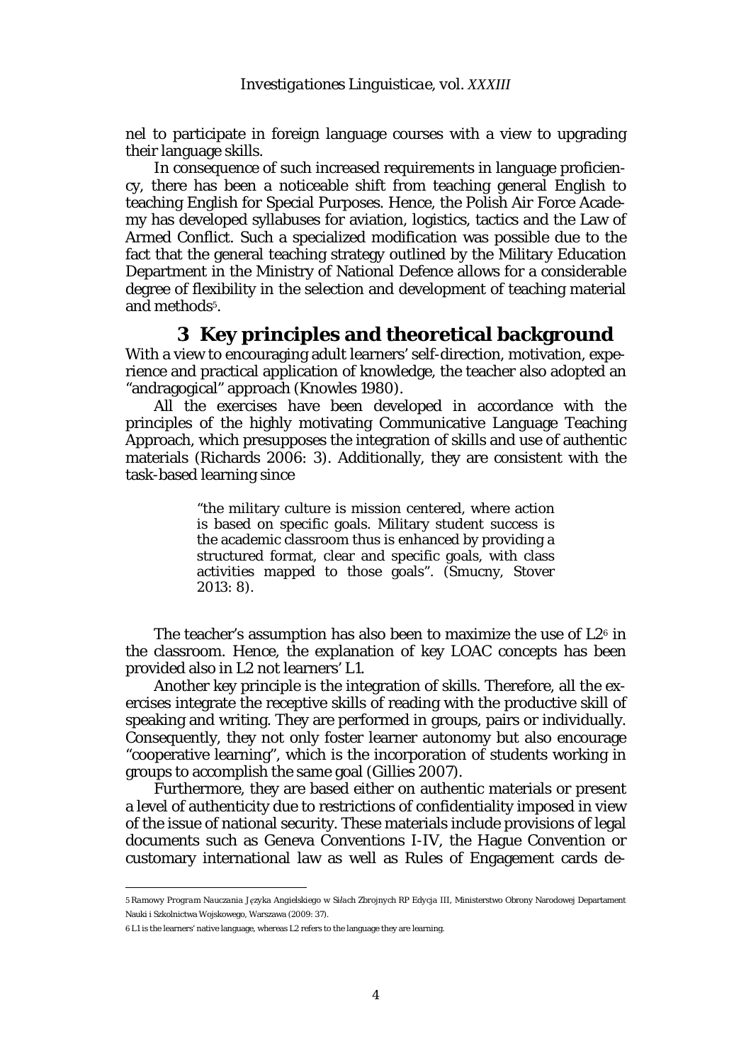nel to participate in foreign language courses with a view to upgrading their language skills.

In consequence of such increased requirements in language proficiency, there has been a noticeable shift from teaching general English to teaching English for Special Purposes. Hence, the Polish Air Force Academy has developed syllabuses for aviation, logistics, tactics and the Law of Armed Conflict. Such a specialized modification was possible due to the fact that the general teaching strategy outlined by the Military Education Department in the Ministry of National Defence allows for a considerable degree of flexibility in the selection and development of teaching material and methods[5].

## 3 Key principles and theoretical background

With a view to encouraging adult learners' self-direction, motivation, experience and practical application of knowledge, the teacher also adopted an "andragogical" approach (Knowles 1980).

All the exercises have been developed in accordance with the principles of the highly motivating Communicative Language Teaching Approach, which presupposes the integration of skills and use of authentic materials (Richards 2006: 3). Additionally, they are consistent with the task-based learning since

> "the military culture is mission centered, where action is based on specific goals. Military student success is the academic classroom thus is enhanced by providing a structured format, clear and specific goals, with class activities mapped to those goals". (Smucny, Stover 2013: 8).

The teacher's assumption has also been to maximize the use of L2[6] in the classroom. Hence, the explanation of key LOAC concepts has been provided also in L2 not learners' L1.

Another key principle is the integration of skills. Therefore, all the exercises integrate the receptive skills of reading with the productive skill of speaking and writing. They are performed in groups, pairs or individually. Consequently, they not only foster learner autonomy but also encourage "cooperative learning", which is the incorporation of students working in groups to accomplish the same goal (Gillies 2007).

Furthermore, they are based either on authentic materials or present a level of authenticity due to restrictions of confidentiality imposed in view of the issue of national security. These materials include provisions of legal documents such as Geneva Conventions I-IV, the Hague Convention or customary international law as well as Rules of Engagement cards de-

---

5 *Ramowy Program Nauczania Języka Angielskiego w Siłach Zbrojnych RP Edycja III*, Ministerstwo Obrony Narodowej Departament Nauki i Szkolnictwa Wojskowego, Warszawa (2009: 37).

6 L1 is the learners' native language, whereas L2 refers to the language they are learning.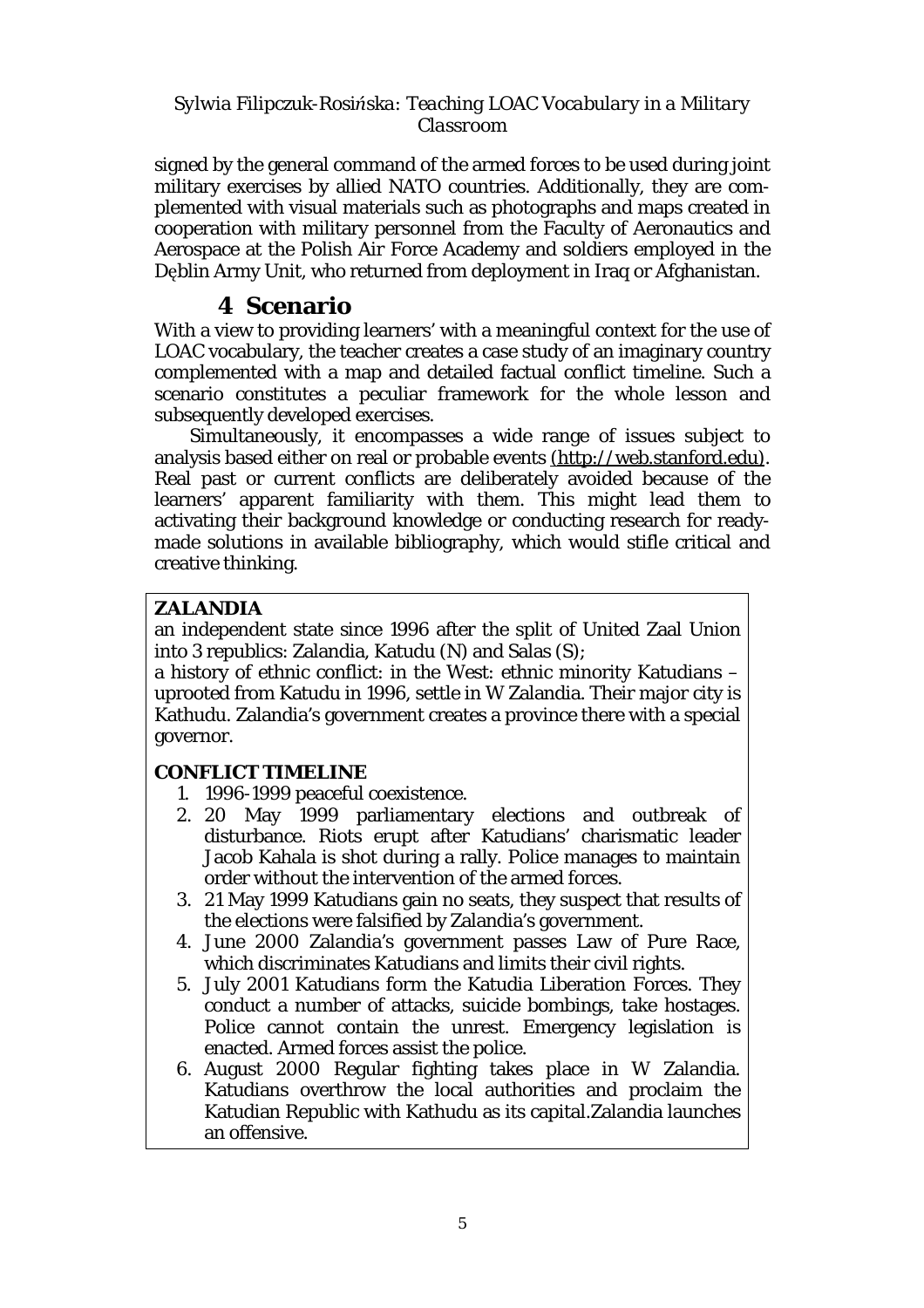signed by the general command of the armed forces to be used during joint military exercises by allied NATO countries. Additionally, they are complemented with visual materials such as photographs and maps created in cooperation with military personnel from the Faculty of Aeronautics and Aerospace at the Polish Air Force Academy and soldiers employed in the Dęblin Army Unit, who returned from deployment in Iraq or Afghanistan.

## 4 Scenario

With a view to providing learners' with a meaningful context for the use of LOAC vocabulary, the teacher creates a case study of an imaginary country complemented with a map and detailed factual conflict timeline. Such a scenario constitutes a peculiar framework for the whole lesson and subsequently developed exercises.

Simultaneously, it encompasses a wide range of issues subject to analysis based either on real or probable events (http://web.stanford.edu). Real past or current conflicts are deliberately avoided because of the learners' apparent familiarity with them. This might lead them to activating their background knowledge or conducting research for ready-made solutions in available bibliography, which would stifle critical and creative thinking.

**ZALANDIA**

an independent state since 1996 after the split of United Zaal Union into 3 republics: Zalandia, Katudu (N) and Salas (S);

a history of ethnic conflict: in the West: ethnic minority Katudians – uprooted from Katudu in 1996, settle in W Zalandia. Their major city is Kathudu. Zalandia's government creates a province there with a special governor.

**CONFLICT TIMELINE**

1. 1996-1999 peaceful coexistence.
2. 20 May 1999 parliamentary elections and outbreak of disturbance. Riots erupt after Katudians' charismatic leader Jacob Kahala is shot during a rally. Police manages to maintain order without the intervention of the armed forces.
3. 21 May 1999 Katudians gain no seats, they suspect that results of the elections were falsified by Zalandia's government.
4. June 2000 Zalandia's government passes Law of Pure Race, which discriminates Katudians and limits their civil rights.
5. July 2001 Katudians form the Katudia Liberation Forces. They conduct a number of attacks, suicide bombings, take hostages. Police cannot contain the unrest. Emergency legislation is enacted. Armed forces assist the police.
6. August 2000 Regular fighting takes place in W Zalandia. Katudians overthrow the local authorities and proclaim the Katudian Republic with Kathudu as its capital.Zalandia launches an offensive.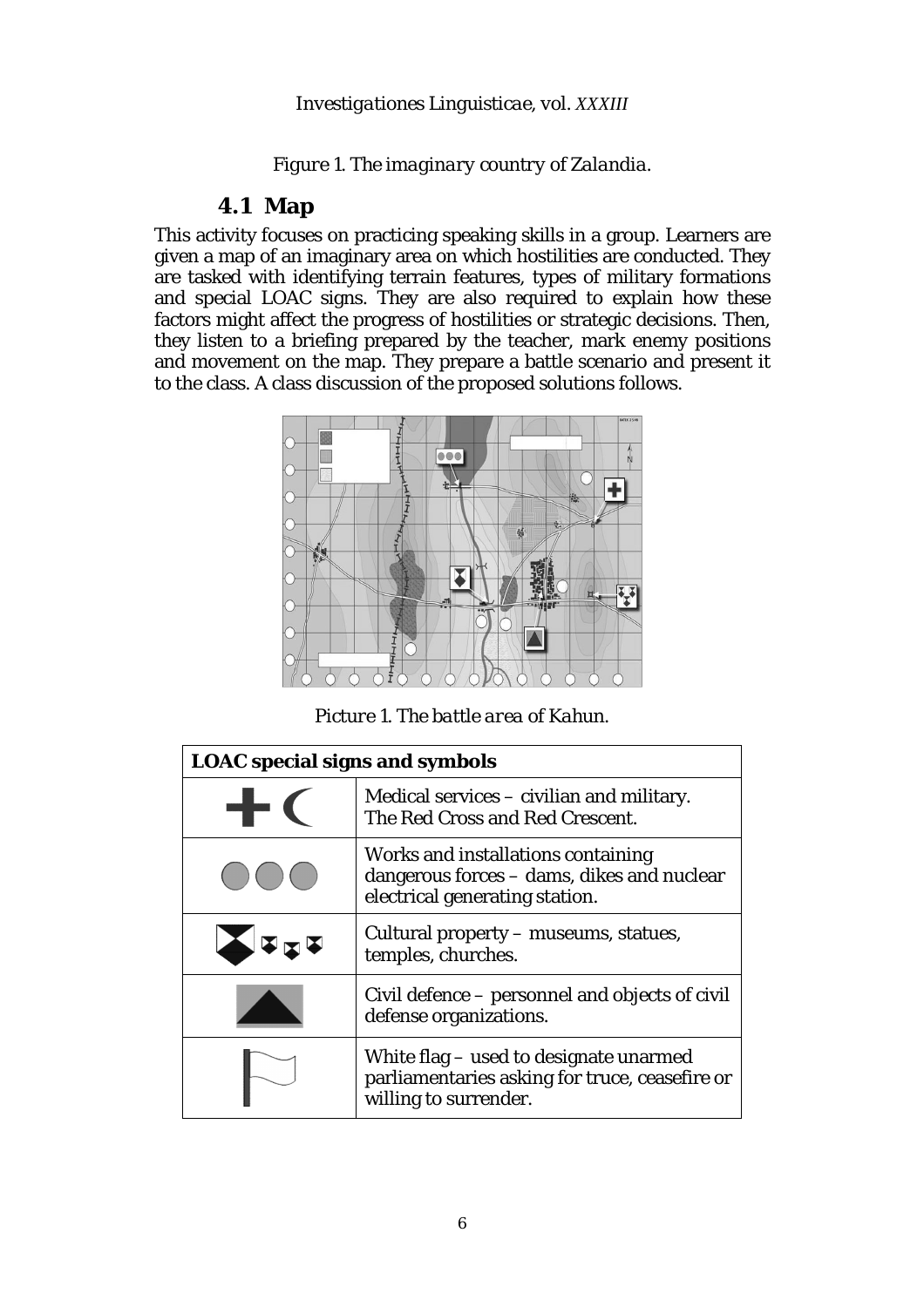*Figure 1. The imaginary country of Zalandia.*

## 4.1 Map

This activity focuses on practicing speaking skills in a group. Learners are given a map of an imaginary area on which hostilities are conducted. They are tasked with identifying terrain features, types of military formations and special LOAC signs. They are also required to explain how these factors might affect the progress of hostilities or strategic decisions. Then, they listen to a briefing prepared by the teacher, mark enemy positions and movement on the map. They prepare a battle scenario and present it to the class. A class discussion of the proposed solutions follows.

*Picture 1. The battle area of Kahun.*

| **LOAC special signs and symbols** | |
|---|---|
| | Medical services – civilian and military. The Red Cross and Red Crescent. |
| | Works and installations containing dangerous forces – dams, dikes and nuclear electrical generating station. |
| | Cultural property – museums, statues, temples, churches. |
| | Civil defence – personnel and objects of civil defense organizations. |
| | White flag – used to designate unarmed parliamentaries asking for truce, ceasefire or willing to surrender. |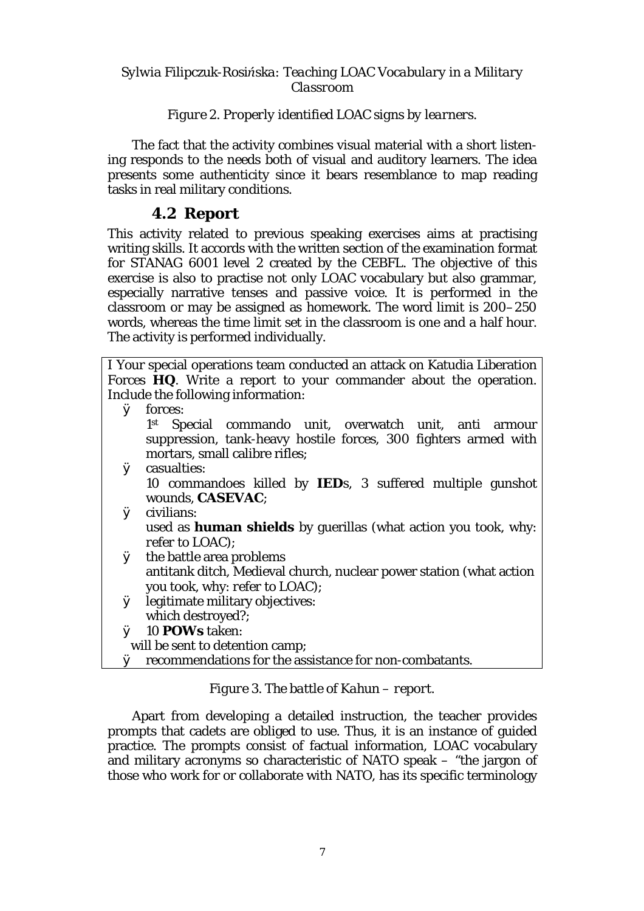*Figure 2. Properly identified LOAC signs by learners.*

The fact that the activity combines visual material with a short listening responds to the needs both of visual and auditory learners. The idea presents some authenticity since it bears resemblance to map reading tasks in real military conditions.

## 4.2 Report

This activity related to previous speaking exercises aims at practising writing skills. It accords with the written section of the examination format for STANAG 6001 level 2 created by the CEBFL. The objective of this exercise is also to practise not only LOAC vocabulary but also grammar, especially narrative tenses and passive voice. It is performed in the classroom or may be assigned as homework. The word limit is 200–250 words, whereas the time limit set in the classroom is one and a half hour. The activity is performed individually.

I Your special operations team conducted an attack on Katudia Liberation Forces **HQ**. Write a report to your commander about the operation. Include the following information:

- forces:
  1st Special commando unit, overwatch unit, anti armour suppression, tank-heavy hostile forces, 300 fighters armed with mortars, small calibre rifles;
- casualties:
  10 commandoes killed by **IED**s, 3 suffered multiple gunshot wounds, **CASEVAC**;
- civilians:
  used as **human shields** by guerillas (what action you took, why: refer to LOAC);
- the battle area problems
  antitank ditch, Medieval church, nuclear power station (what action you took, why: refer to LOAC);
- legitimate military objectives:
  which destroyed?;
- 10 **POWs** taken:
  will be sent to detention camp;
- recommendations for the assistance for non-combatants.

*Figure 3. The battle of Kahun – report.*

Apart from developing a detailed instruction, the teacher provides prompts that cadets are obliged to use. Thus, it is an instance of guided practice. The prompts consist of factual information, LOAC vocabulary and military acronyms so characteristic of NATO speak – "the jargon of those who work for or collaborate with NATO, has its specific terminology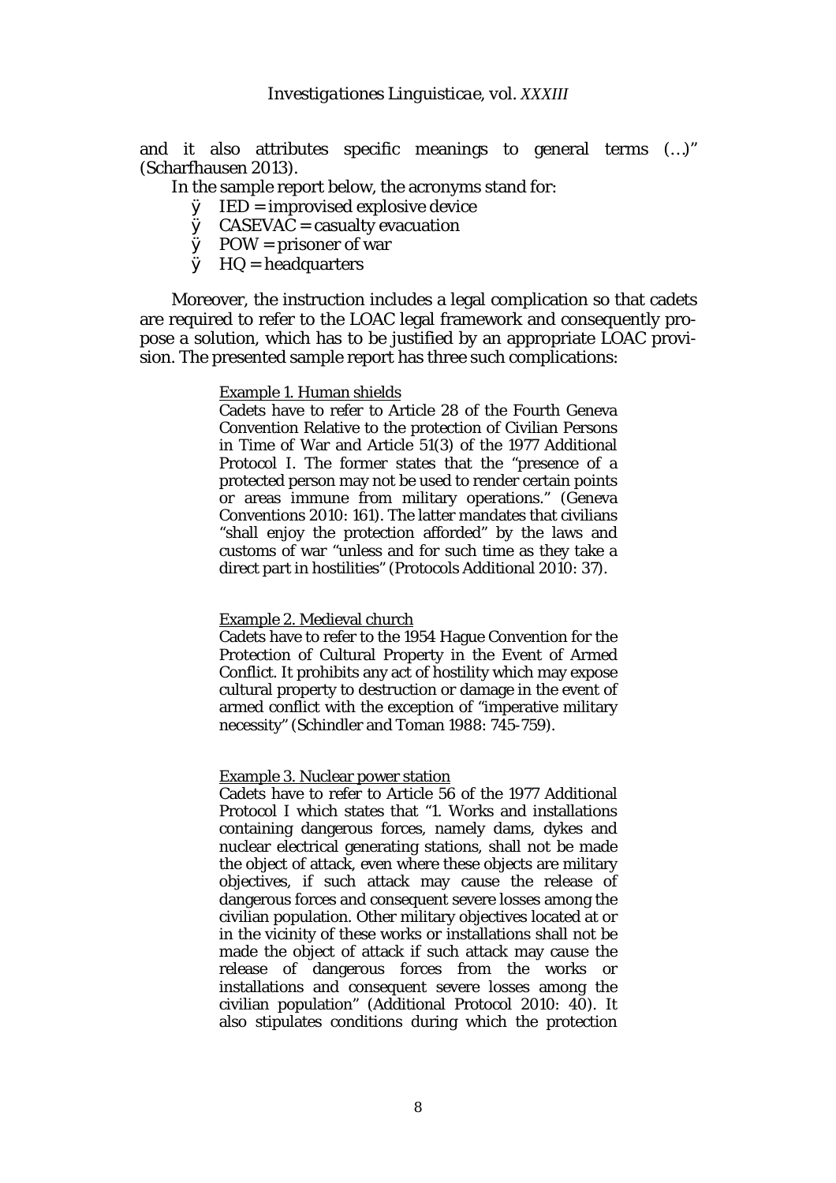and it also attributes specific meanings to general terms (…)" (Scharfhausen 2013).

In the sample report below, the acronyms stand for:

- IED = improvised explosive device
- CASEVAC = casualty evacuation
- POW = prisoner of war
- HQ = headquarters

Moreover, the instruction includes a legal complication so that cadets are required to refer to the LOAC legal framework and consequently propose a solution, which has to be justified by an appropriate LOAC provision. The presented sample report has three such complications:

> <u>Example 1. Human shields</u>
> Cadets have to refer to Article 28 of the Fourth Geneva Convention Relative to the protection of Civilian Persons in Time of War and Article 51(3) of the 1977 Additional Protocol I. The former states that the "presence of a protected person may not be used to render certain points or areas immune from military operations." (Geneva Conventions 2010: 161). The latter mandates that civilians "shall enjoy the protection afforded" by the laws and customs of war "unless and for such time as they take a direct part in hostilities" (Protocols Additional 2010: 37).
>
> <u>Example 2. Medieval church</u>
> Cadets have to refer to the 1954 Hague Convention for the Protection of Cultural Property in the Event of Armed Conflict. It prohibits any act of hostility which may expose cultural property to destruction or damage in the event of armed conflict with the exception of "imperative military necessity" (Schindler and Toman 1988: 745-759).
>
> <u>Example 3. Nuclear power station</u>
> Cadets have to refer to Article 56 of the 1977 Additional Protocol I which states that "1. Works and installations containing dangerous forces, namely dams, dykes and nuclear electrical generating stations, shall not be made the object of attack, even where these objects are military objectives, if such attack may cause the release of dangerous forces and consequent severe losses among the civilian population. Other military objectives located at or in the vicinity of these works or installations shall not be made the object of attack if such attack may cause the release of dangerous forces from the works or installations and consequent severe losses among the civilian population" (Additional Protocol 2010: 40). It also stipulates conditions during which the protection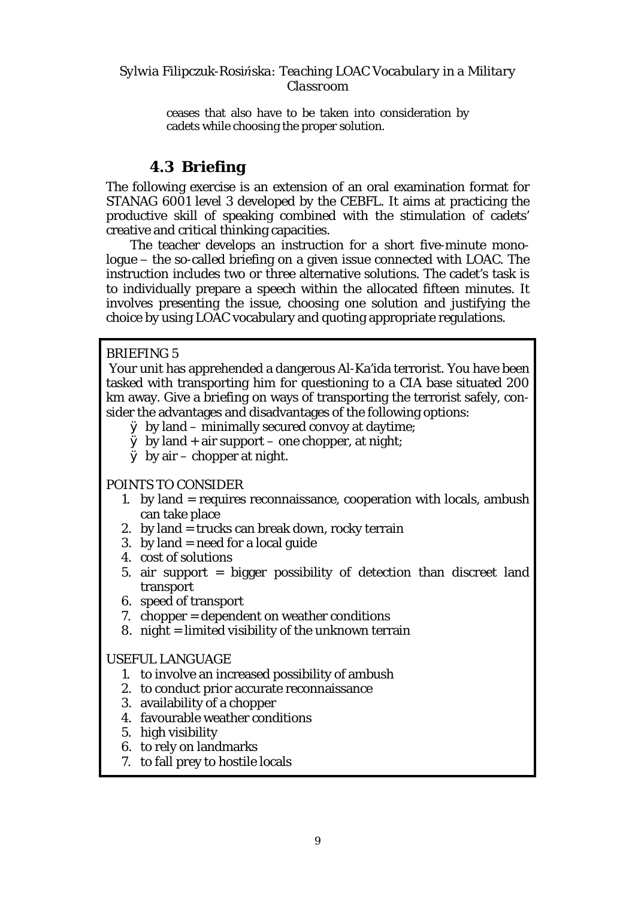ceases that also have to be taken into consideration by cadets while choosing the proper solution.

## 4.3 Briefing

The following exercise is an extension of an oral examination format for STANAG 6001 level 3 developed by the CEBFL. It aims at practicing the productive skill of speaking combined with the stimulation of cadets' creative and critical thinking capacities.

The teacher develops an instruction for a short five-minute monologue – the so-called briefing on a given issue connected with LOAC. The instruction includes two or three alternative solutions. The cadet's task is to individually prepare a speech within the allocated fifteen minutes. It involves presenting the issue, choosing one solution and justifying the choice by using LOAC vocabulary and quoting appropriate regulations.

BRIEFING 5

Your unit has apprehended a dangerous Al-Ka'ida terrorist. You have been tasked with transporting him for questioning to a CIA base situated 200 km away. Give a briefing on ways of transporting the terrorist safely, consider the advantages and disadvantages of the following options:

- by land – minimally secured convoy at daytime;
- by land + air support – one chopper, at night;
- by air – chopper at night.

POINTS TO CONSIDER

1. by land = requires reconnaissance, cooperation with locals, ambush can take place
2. by land = trucks can break down, rocky terrain
3. by land = need for a local guide
4. cost of solutions
5. air support = bigger possibility of detection than discreet land transport
6. speed of transport
7. chopper = dependent on weather conditions
8. night = limited visibility of the unknown terrain

USEFUL LANGUAGE

1. to involve an increased possibility of ambush
2. to conduct prior accurate reconnaissance
3. availability of a chopper
4. favourable weather conditions
5. high visibility
6. to rely on landmarks
7. to fall prey to hostile locals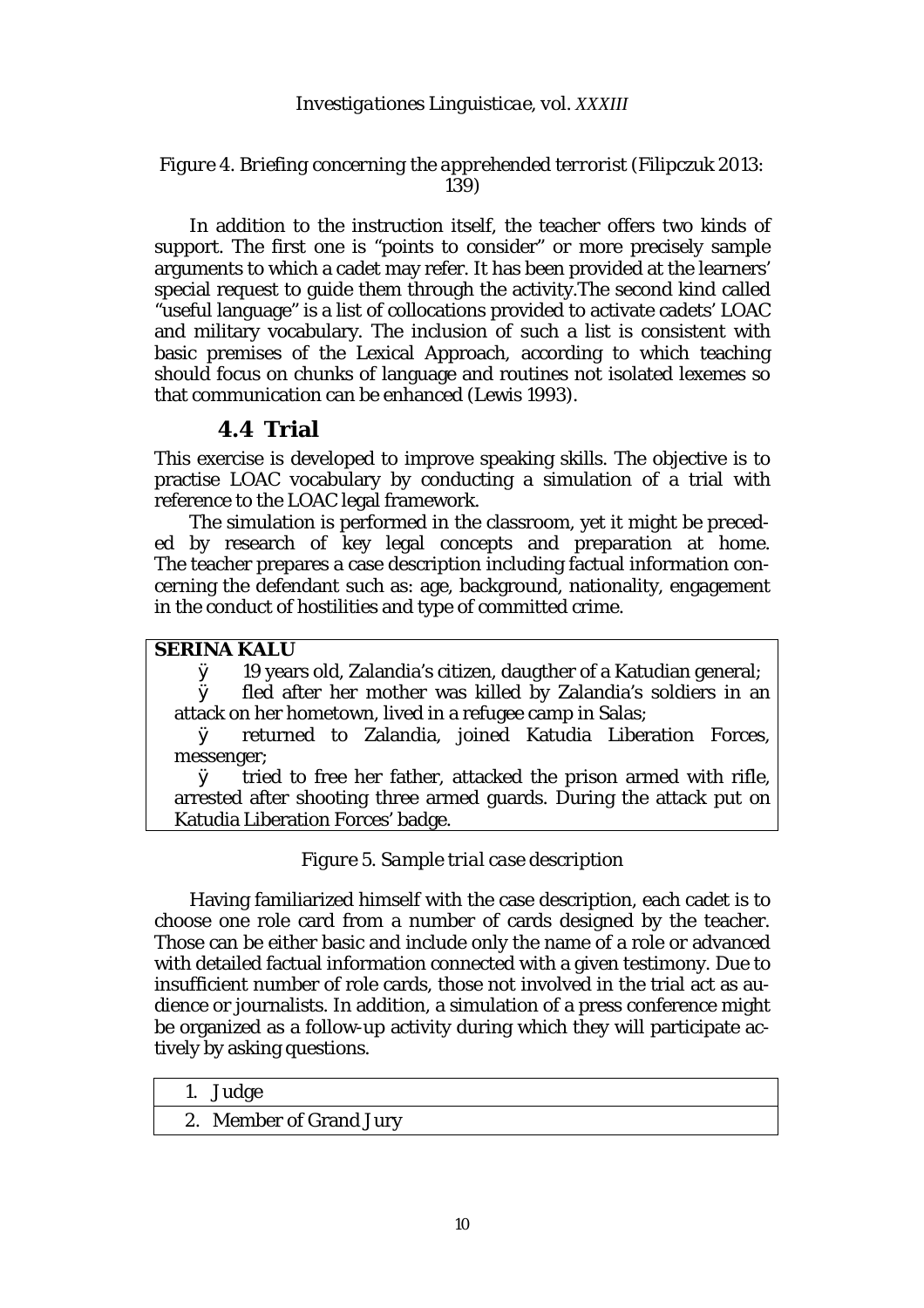*Figure 4. Briefing concerning the apprehended terrorist (Filipczuk 2013: 139)*

In addition to the instruction itself, the teacher offers two kinds of support. The first one is "points to consider" or more precisely sample arguments to which a cadet may refer. It has been provided at the learners' special request to guide them through the activity.The second kind called "useful language" is a list of collocations provided to activate cadets' LOAC and military vocabulary. The inclusion of such a list is consistent with basic premises of the Lexical Approach, according to which teaching should focus on chunks of language and routines not isolated lexemes so that communication can be enhanced (Lewis 1993).

## 4.4 Trial

This exercise is developed to improve speaking skills. The objective is to practise LOAC vocabulary by conducting a simulation of a trial with reference to the LOAC legal framework.

The simulation is performed in the classroom, yet it might be preceded by research of key legal concepts and preparation at home. The teacher prepares a case description including factual information concerning the defendant such as: age, background, nationality, engagement in the conduct of hostilities and type of committed crime.

| **SERINA KALU** |
|---|
| ÿ 19 years old, Zalandia's citizen, daugther of a Katudian general; <br> ÿ fled after her mother was killed by Zalandia's soldiers in an attack on her hometown, lived in a refugee camp in Salas; <br> ÿ returned to Zalandia, joined Katudia Liberation Forces, messenger; <br> ÿ tried to free her father, attacked the prison armed with rifle, arrested after shooting three armed guards. During the attack put on Katudia Liberation Forces' badge. |

*Figure 5. Sample trial case description*

Having familiarized himself with the case description, each cadet is to choose one role card from a number of cards designed by the teacher. Those can be either basic and include only the name of a role or advanced with detailed factual information connected with a given testimony. Due to insufficient number of role cards, those not involved in the trial act as audience or journalists. In addition, a simulation of a press conference might be organized as a follow-up activity during which they will participate actively by asking questions.

| 1. Judge |
|---|
| 2. Member of Grand Jury |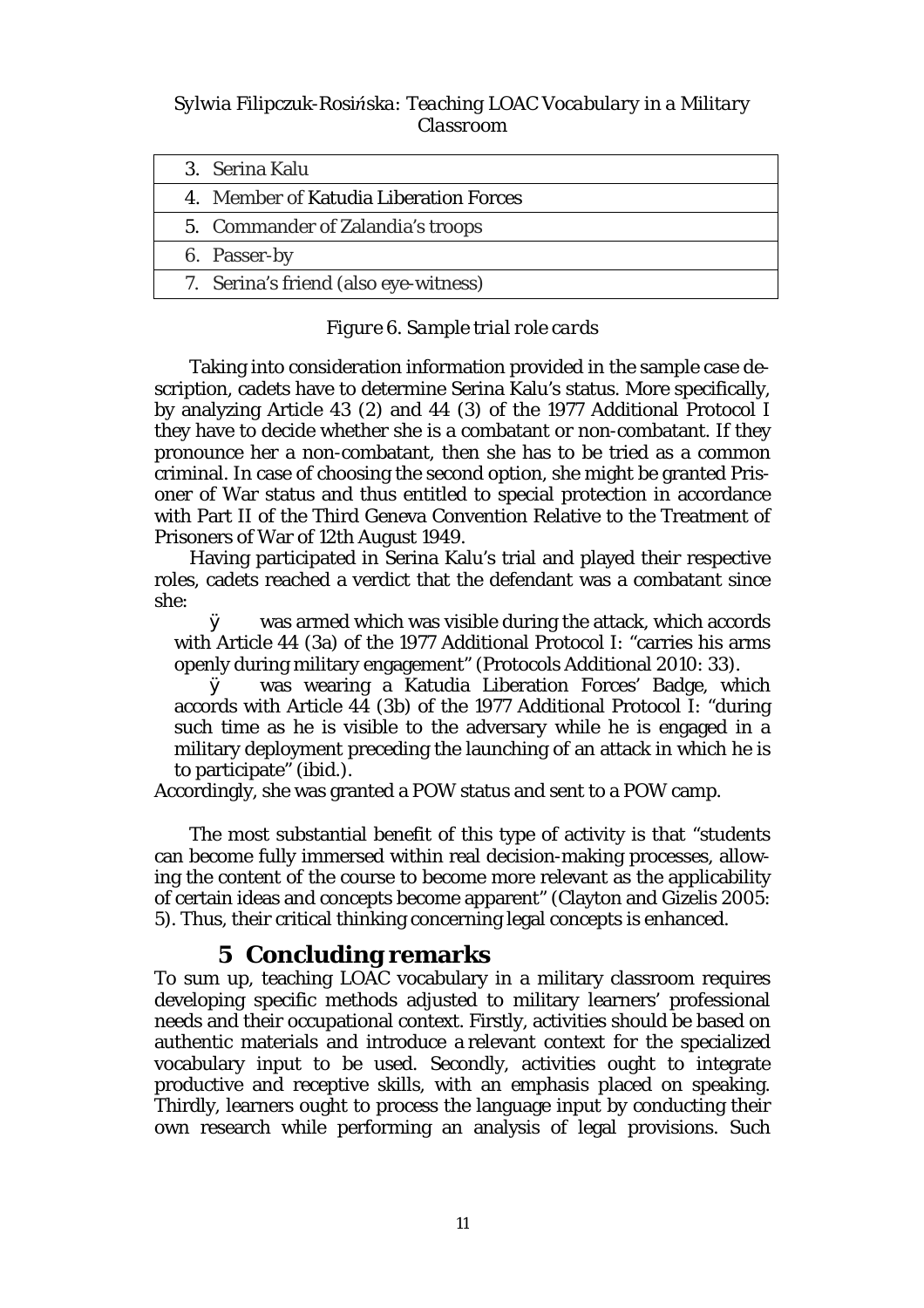| 3. Serina Kalu |
|---|
| 4. Member of Katudia Liberation Forces |
| 5. Commander of Zalandia's troops |
| 6. Passer-by |
| 7. Serina's friend (also eye-witness) |

*Figure 6. Sample trial role cards*

Taking into consideration information provided in the sample case description, cadets have to determine Serina Kalu's status. More specifically, by analyzing Article 43 (2) and 44 (3) of the 1977 Additional Protocol I they have to decide whether she is a combatant or non-combatant. If they pronounce her a non-combatant, then she has to be tried as a common criminal. In case of choosing the second option, she might be granted Prisoner of War status and thus entitled to special protection in accordance with Part II of the Third Geneva Convention Relative to the Treatment of Prisoners of War of 12th August 1949.

Having participated in Serina Kalu's trial and played their respective roles, cadets reached a verdict that the defendant was a combatant since she:

- was armed which was visible during the attack, which accords with Article 44 (3a) of the 1977 Additional Protocol I: "carries his arms openly during military engagement" (Protocols Additional 2010: 33).
- was wearing a Katudia Liberation Forces' Badge, which accords with Article 44 (3b) of the 1977 Additional Protocol I: "during such time as he is visible to the adversary while he is engaged in a military deployment preceding the launching of an attack in which he is to participate" (ibid.).

Accordingly, she was granted a POW status and sent to a POW camp.

The most substantial benefit of this type of activity is that "students can become fully immersed within real decision-making processes, allowing the content of the course to become more relevant as the applicability of certain ideas and concepts become apparent" (Clayton and Gizelis 2005: 5). Thus, their critical thinking concerning legal concepts is enhanced.

## 5 Concluding remarks

To sum up, teaching LOAC vocabulary in a military classroom requires developing specific methods adjusted to military learners' professional needs and their occupational context. Firstly, activities should be based on authentic materials and introduce a relevant context for the specialized vocabulary input to be used. Secondly, activities ought to integrate productive and receptive skills, with an emphasis placed on speaking. Thirdly, learners ought to process the language input by conducting their own research while performing an analysis of legal provisions. Such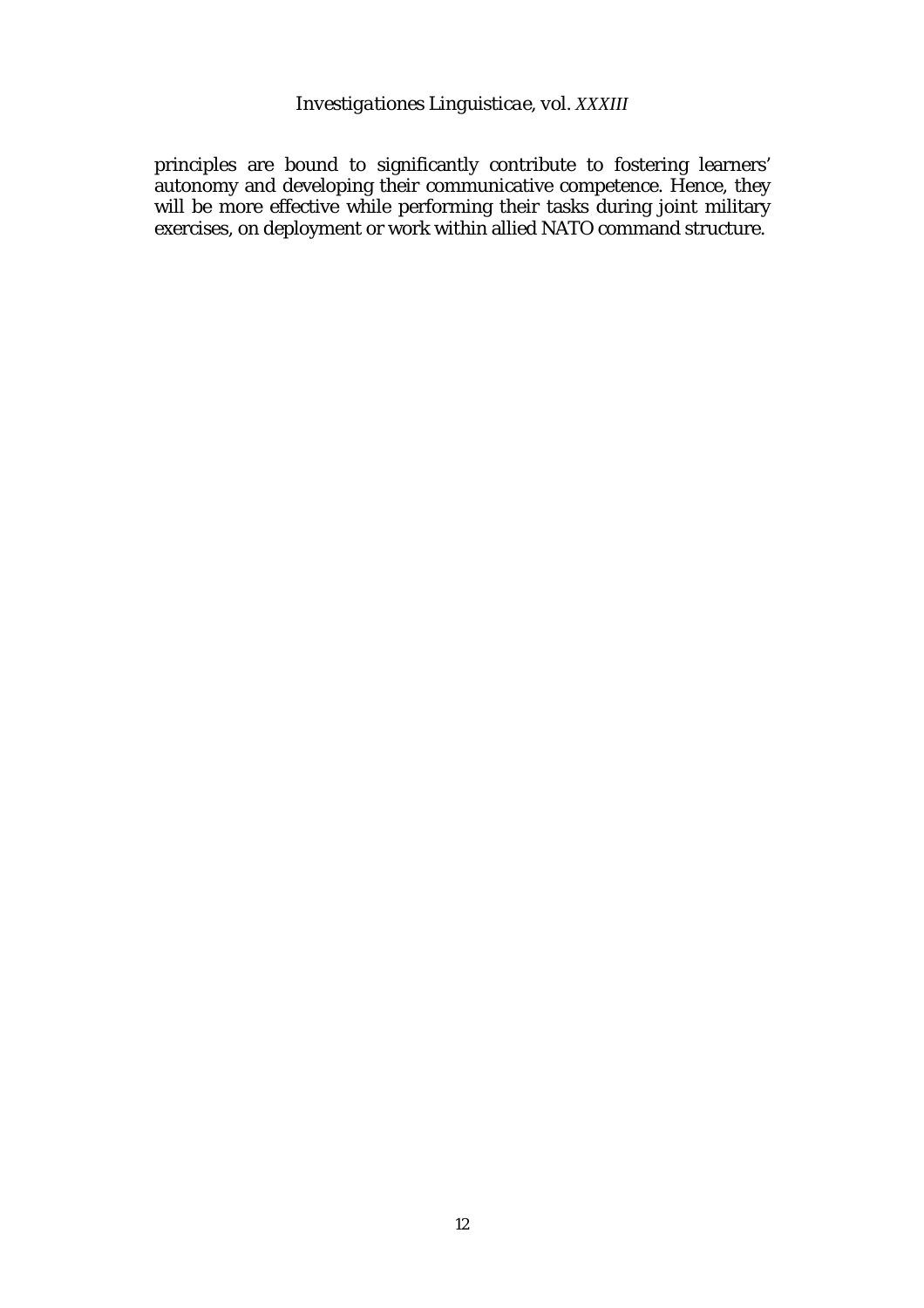principles are bound to significantly contribute to fostering learners' autonomy and developing their communicative competence. Hence, they will be more effective while performing their tasks during joint military exercises, on deployment or work within allied NATO command structure.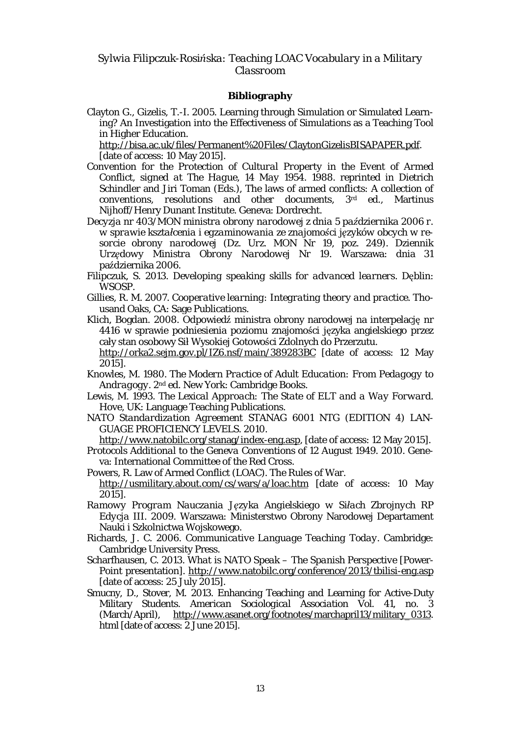## Bibliography

Clayton G., Gizelis, T.-I. 2005. Learning through Simulation or Simulated Learning? An Investigation into the Effectiveness of Simulations as a Teaching Tool in Higher Education. http://bisa.ac.uk/files/Permanent%20Files/ClaytonGizelisBISAPAPER.pdf. [date of access: 10 May 2015].

*Convention for the Protection of Cultural Property in the Event of Armed Conflict, signed at The Hague, 14 May 1954*. 1988. reprinted in Dietrich Schindler and Jiri Toman (Eds.), The laws of armed conflicts: A collection of conventions, resolutions and other documents, 3rd ed., Martinus Nijhoff/Henry Dunant Institute. Geneva: Dordrecht.

*Decyzja nr 403/MON ministra obrony narodowej z dnia 5 października 2006 r. w sprawie kształcenia i egzaminowania ze znajomości języków obcych w resorcie obrony narodowej* (Dz. Urz. MON Nr 19, poz. 249). Dziennik Urzędowy Ministra Obrony Narodowej Nr 19. Warszawa: dnia 31 października 2006.

Filipczuk, S. 2013. *Developing speaking skills for advanced learners*. Dęblin: WSOSP.

Gillies, R. M. 2007. *Cooperative learning: Integrating theory and practice*. Thousand Oaks, CA: Sage Publications.

Klich, Bogdan. 2008. Odpowiedź ministra obrony narodowej na interpelację nr 4416 w sprawie podniesienia poziomu znajomości języka angielskiego przez cały stan osobowy Sił Wysokiej Gotowości Zdolnych do Przerzutu. http://orka2.sejm.gov.pl/IZ6.nsf/main/389283BC [date of access: 12 May 2015].

Knowles, M. 1980. *The Modern Practice of Adult Education: From Pedagogy to Andragogy*. 2nd ed. New York: Cambridge Books.

Lewis, M. 1993. *The Lexical Approach: The State of ELT and a Way Forward*. Hove, UK: Language Teaching Publications.

*NATO Standardization Agreement STANAG 6001 NTG (EDITION 4) LANGUAGE PROFICIENCY LEVELS*. 2010. http://www.natobilc.org/stanag/index-eng.asp, [date of access: 12 May 2015].

*Protocols Additional to the Geneva Conventions of 12 August 1949*. 2010. Geneva: International Committee of the Red Cross.

Powers, R. Law of Armed Conflict (LOAC). The Rules of War. http://usmilitary.about.com/cs/wars/a/loac.htm [date of access: 10 May 2015].

*Ramowy Program Nauczania Języka Angielskiego w Siłach Zbrojnych RP Edycja III*. 2009. Warszawa: Ministerstwo Obrony Narodowej Departament Nauki i Szkolnictwa Wojskowego.

Richards, J. C. 2006. *Communicative Language Teaching Today*. Cambridge: Cambridge University Press.

Scharfhausen, C. 2013. *What is NATO Speak – The Spanish Perspective* [PowerPoint presentation]. http://www.natobilc.org/conference/2013/tbilisi-eng.asp [date of access: 25 July 2015].

Smucny, D., Stover, M. 2013. Enhancing Teaching and Learning for Active-Duty Military Students. *American Sociological Association* Vol. 41, no. 3 (March/April), http://www.asanet.org/footnotes/marchapril13/military_0313.html [date of access: 2 June 2015].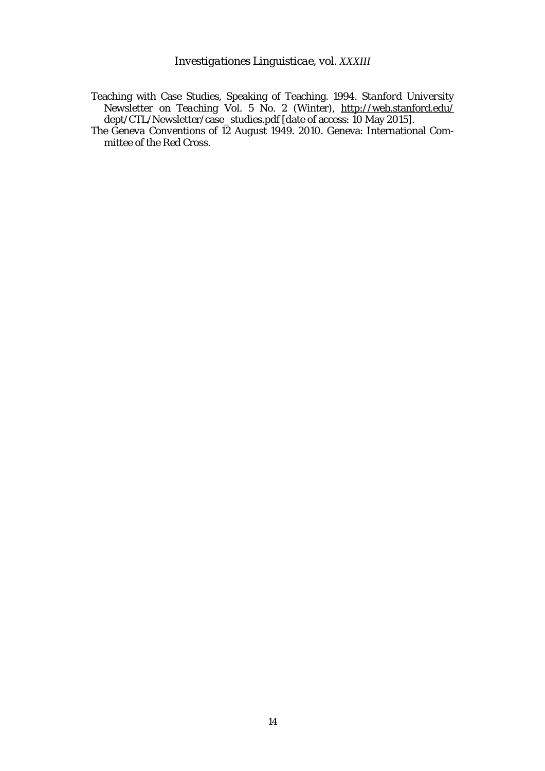Teaching with Case Studies, Speaking of Teaching. 1994. *Stanford University Newsletter on Teaching* Vol. 5 No. 2 (Winter), http://web.stanford.edu/dept/CTL/Newsletter/case_studies.pdf [date of access: 10 May 2015].

The Geneva Conventions of 12 August 1949. 2010. Geneva: International Committee of the Red Cross.